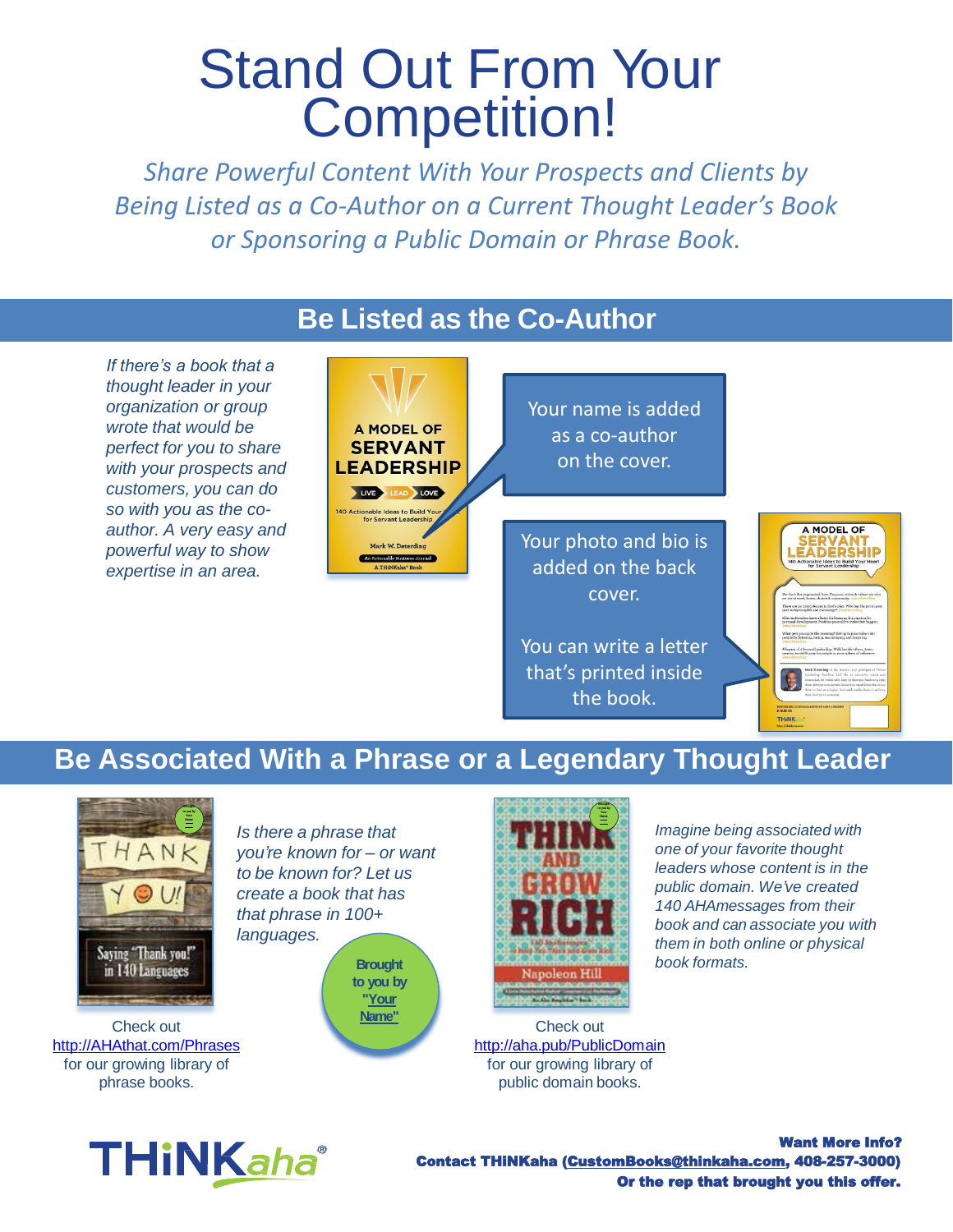# Stand Out From Your Competition!

*Share Powerful Content With Your Prospects and Clients by Being Listed as a Co-Author on a Current Thought Leader's Book or Sponsoring a Public Domain or Phrase Book.*

## Be Listed as the Co-Author

*If there's a book that a thought leader in your organization or group wrote that would be perfect for you to share with your prospects and customers, you can do so with you as the co-author. A very easy and powerful way to show expertise in an area.*

Your name is added as a co-author on the cover.

Your photo and bio is added on the back cover.

You can write a letter that's printed inside the book.

## Be Associated With a Phrase or a Legendary Thought Leader

*Is there a phrase that you're known for – or want to be known for? Let us create a book that has that phrase in 100+ languages.*

Brought to you by "Your Name"

Check out http://AHAthat.com/Phrases for our growing library of phrase books.

*Imagine being associated with one of your favorite thought leaders whose content is in the public domain. We've created 140 AHAmessages from their book and can associate you with them in both online or physical book formats.*

Check out http://aha.pub/PublicDomain for our growing library of public domain books.

**THiNKaha®**

**Want More Info?**
**Contact THiNKaha (CustomBooks@thinkaha.com, 408-257-3000)**
**Or the rep that brought you this offer.**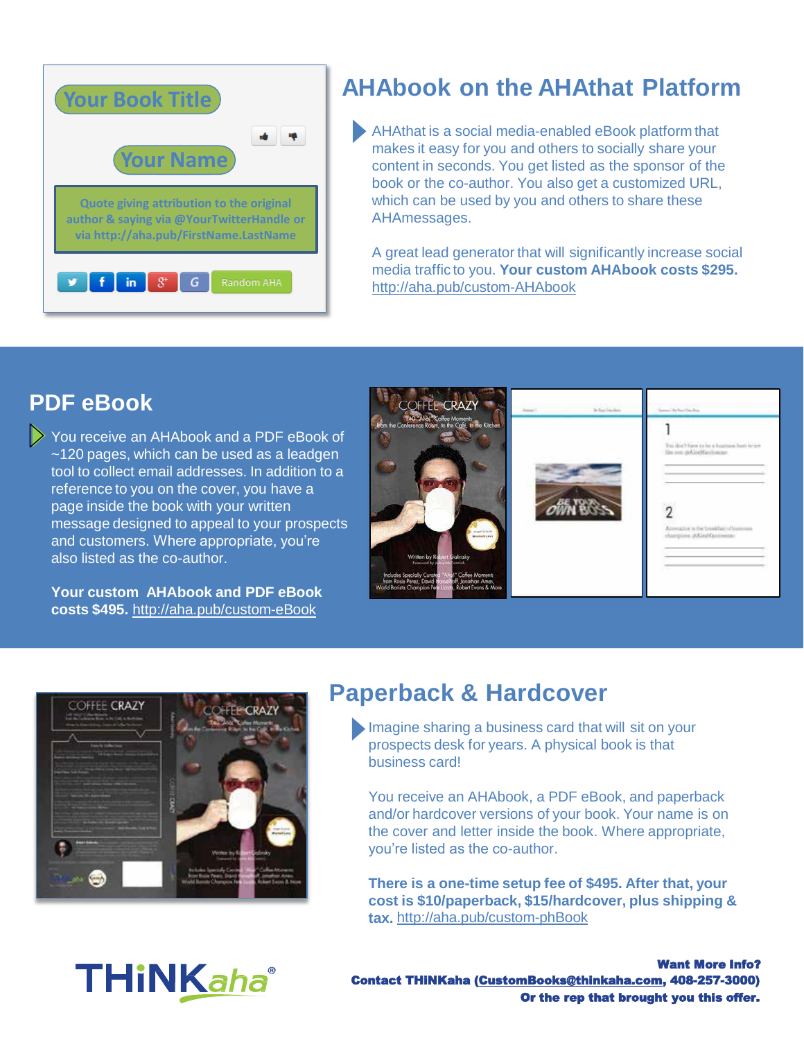Your Book Title

Your Name

Quote giving attribution to the original author & saying via @YourTwitterHandle or via http://aha.pub/FirstName.LastName

Random AHA

## AHAbook on the AHAthat Platform

AHAthat is a social media-enabled eBook platform that makes it easy for you and others to socially share your content in seconds. You get listed as the sponsor of the book or the co-author. You also get a customized URL, which can be used by you and others to share these AHAmessages.

A great lead generator that will significantly increase social media traffic to you. **Your custom AHAbook costs $295.** http://aha.pub/custom-AHAbook

## PDF eBook

You receive an AHAbook and a PDF eBook of ~120 pages, which can be used as a leadgen tool to collect email addresses. In addition to a reference to you on the cover, you have a page inside the book with your written message designed to appeal to your prospects and customers. Where appropriate, you're also listed as the co-author.

**Your custom AHAbook and PDF eBook costs $495.** http://aha.pub/custom-eBook

## Paperback & Hardcover

Imagine sharing a business card that will sit on your prospects desk for years. A physical book is that business card!

You receive an AHAbook, a PDF eBook, and paperback and/or hardcover versions of your book. Your name is on the cover and letter inside the book. Where appropriate, you're listed as the co-author.

**There is a one-time setup fee of $495. After that, your cost is $10/paperback, $15/hardcover, plus shipping & tax.** http://aha.pub/custom-phBook

THiNKaha®

**Want More Info?**
**Contact THINKaha (CustomBooks@thinkaha.com, 408-257-3000)**
**Or the rep that brought you this offer.**